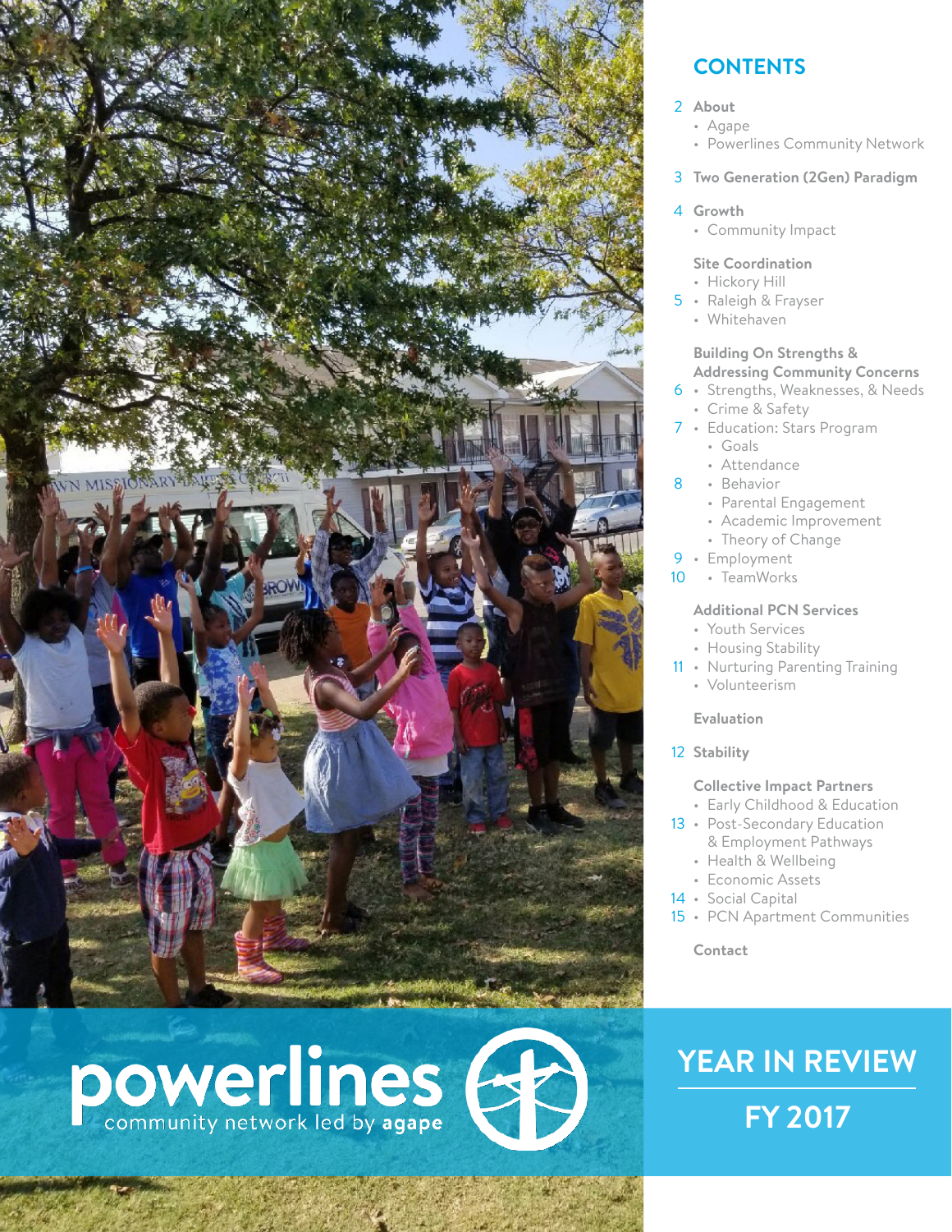# CONTENTS

2 **About**
- Agape
- Powerlines Community Network

3 **Two Generation (2Gen) Paradigm**

4 **Growth**
- Community Impact

**Site Coordination**
- Hickory Hill
- 5 Raleigh & Frayser
- Whitehaven

**Building On Strengths & Addressing Community Concerns**
- 6 Strengths, Weaknesses, & Needs
- Crime & Safety
- 7 Education: Stars Program
  - Goals
  - Attendance
  - 8 Behavior
  - Parental Engagement
  - Academic Improvement
  - Theory of Change
- 9 Employment
  - 10 TeamWorks

**Additional PCN Services**
- Youth Services
- Housing Stability
- 11 Nurturing Parenting Training
- Volunteerism

**Evaluation**

12 **Stability**

**Collective Impact Partners**
- Early Childhood & Education
- 13 Post-Secondary Education & Employment Pathways
- Health & Wellbeing
- Economic Assets
- 14 Social Capital
- 15 PCN Apartment Communities

**Contact**

powerlines community network led by **agape**

# YEAR IN REVIEW

# FY 2017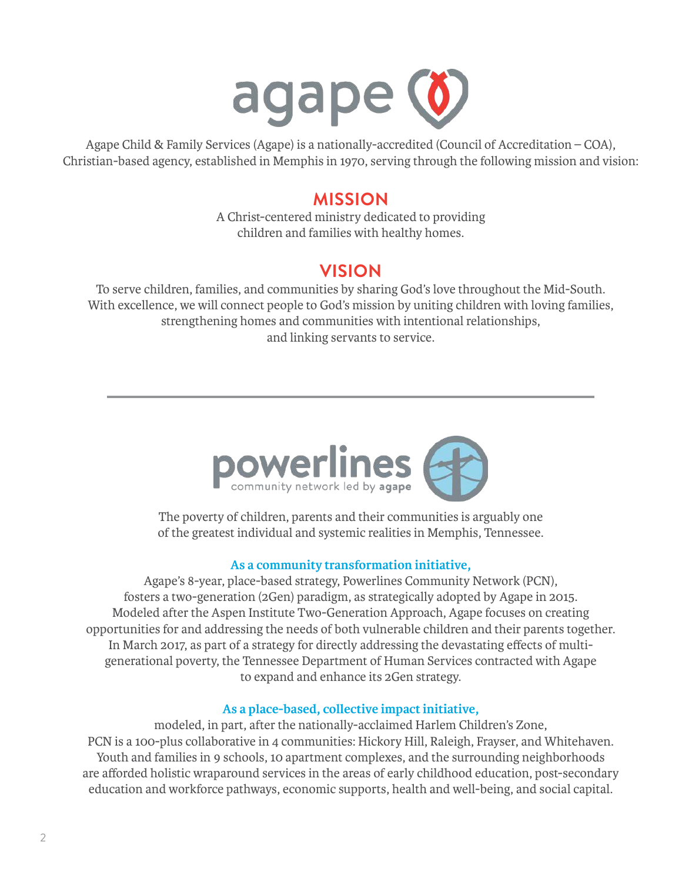# agape

Agape Child & Family Services (Agape) is a nationally-accredited (Council of Accreditation – COA), Christian-based agency, established in Memphis in 1970, serving through the following mission and vision:

## MISSION

A Christ-centered ministry dedicated to providing children and families with healthy homes.

## VISION

To serve children, families, and communities by sharing God's love throughout the Mid-South. With excellence, we will connect people to God's mission by uniting children with loving families, strengthening homes and communities with intentional relationships, and linking servants to service.

---

# powerlines

community network led by **agape**

The poverty of children, parents and their communities is arguably one of the greatest individual and systemic realities in Memphis, Tennessee.

**As a community transformation initiative,**
Agape's 8-year, place-based strategy, Powerlines Community Network (PCN), fosters a two-generation (2Gen) paradigm, as strategically adopted by Agape in 2015. Modeled after the Aspen Institute Two-Generation Approach, Agape focuses on creating opportunities for and addressing the needs of both vulnerable children and their parents together. In March 2017, as part of a strategy for directly addressing the devastating effects of multi-generational poverty, the Tennessee Department of Human Services contracted with Agape to expand and enhance its 2Gen strategy.

**As a place-based, collective impact initiative,**
modeled, in part, after the nationally-acclaimed Harlem Children's Zone, PCN is a 100-plus collaborative in 4 communities: Hickory Hill, Raleigh, Frayser, and Whitehaven. Youth and families in 9 schools, 10 apartment complexes, and the surrounding neighborhoods are afforded holistic wraparound services in the areas of early childhood education, post-secondary education and workforce pathways, economic supports, health and well-being, and social capital.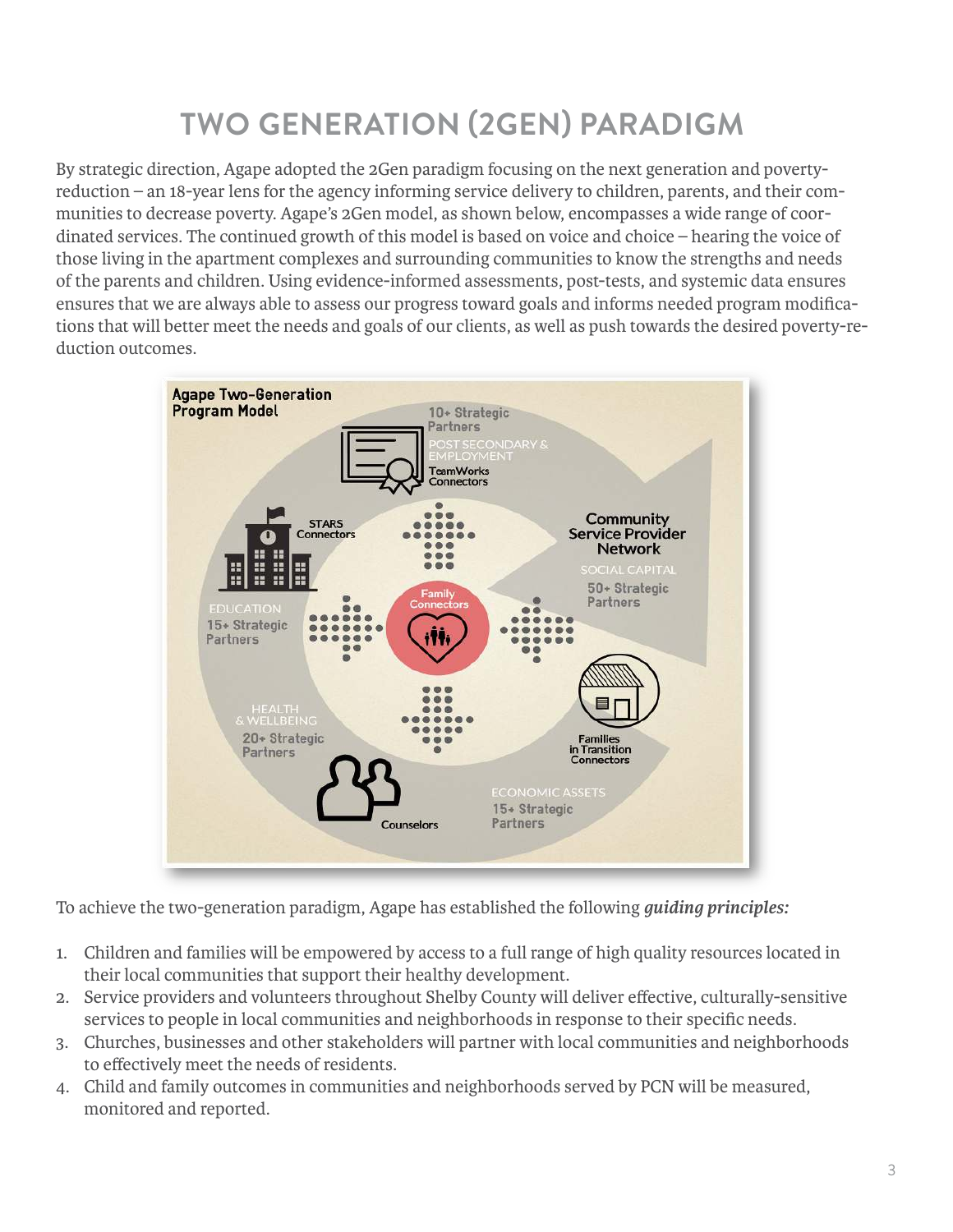# TWO GENERATION (2GEN) PARADIGM

By strategic direction, Agape adopted the 2Gen paradigm focusing on the next generation and poverty-reduction – an 18-year lens for the agency informing service delivery to children, parents, and their communities to decrease poverty. Agape's 2Gen model, as shown below, encompasses a wide range of coordinated services. The continued growth of this model is based on voice and choice – hearing the voice of those living in the apartment complexes and surrounding communities to know the strengths and needs of the parents and children. Using evidence-informed assessments, post-tests, and systemic data ensures ensures that we are always able to assess our progress toward goals and informs needed program modifications that will better meet the needs and goals of our clients, as well as push towards the desired poverty-reduction outcomes.

**Agape Two-Generation Program Model**

- 10+ Strategic Partners – POST SECONDARY & EMPLOYMENT – TeamWorks Connectors
- STARS Connectors – EDUCATION – 15+ Strategic Partners
- Family Connectors
- Community Service Provider Network – SOCIAL CAPITAL – 50+ Strategic Partners
- HEALTH & WELLBEING – 20+ Strategic Partners – Counselors
- Families in Transition Connectors – ECONOMIC ASSETS – 15+ Strategic Partners

To achieve the two-generation paradigm, Agape has established the following ***guiding principles:***

1. Children and families will be empowered by access to a full range of high quality resources located in their local communities that support their healthy development.
2. Service providers and volunteers throughout Shelby County will deliver effective, culturally-sensitive services to people in local communities and neighborhoods in response to their specific needs.
3. Churches, businesses and other stakeholders will partner with local communities and neighborhoods to effectively meet the needs of residents.
4. Child and family outcomes in communities and neighborhoods served by PCN will be measured, monitored and reported.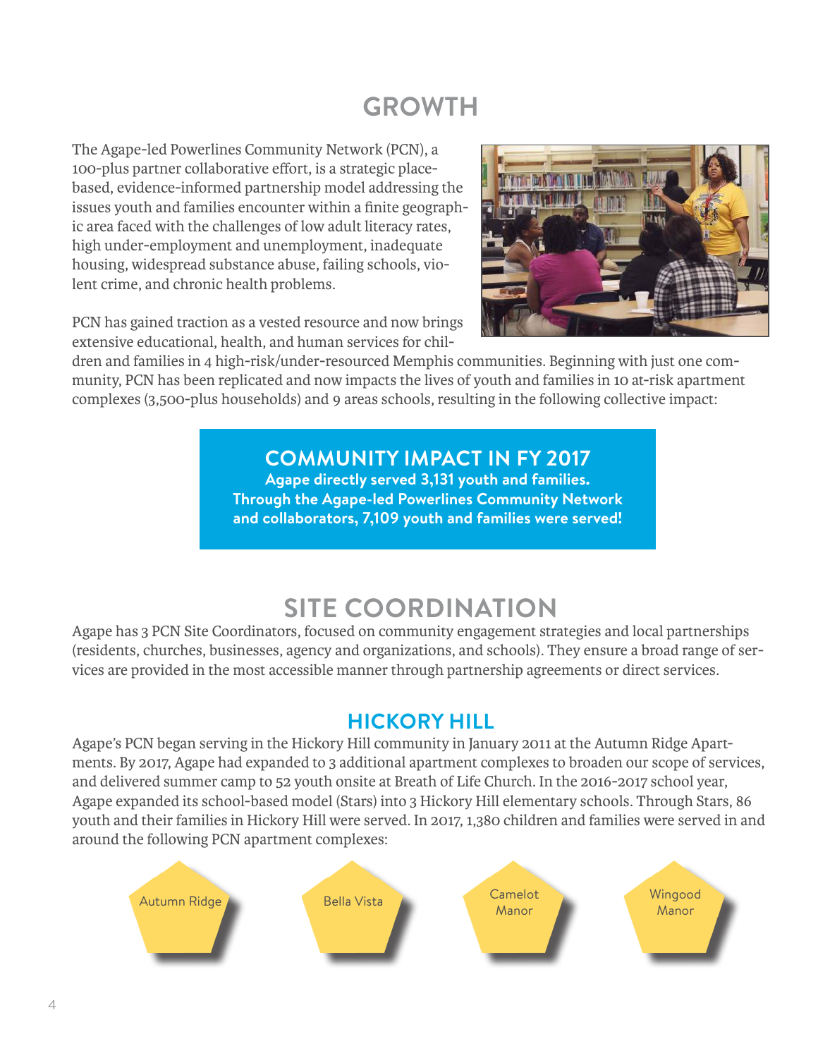# GROWTH

The Agape-led Powerlines Community Network (PCN), a 100-plus partner collaborative effort, is a strategic place-based, evidence-informed partnership model addressing the issues youth and families encounter within a finite geographic area faced with the challenges of low adult literacy rates, high under-employment and unemployment, inadequate housing, widespread substance abuse, failing schools, violent crime, and chronic health problems.

PCN has gained traction as a vested resource and now brings extensive educational, health, and human services for children and families in 4 high-risk/under-resourced Memphis communities. Beginning with just one community, PCN has been replicated and now impacts the lives of youth and families in 10 at-risk apartment complexes (3,500-plus households) and 9 areas schools, resulting in the following collective impact:

**COMMUNITY IMPACT IN FY 2017**

**Agape directly served 3,131 youth and families. Through the Agape-led Powerlines Community Network and collaborators, 7,109 youth and families were served!**

# SITE COORDINATION

Agape has 3 PCN Site Coordinators, focused on community engagement strategies and local partnerships (residents, churches, businesses, agency and organizations, and schools). They ensure a broad range of services are provided in the most accessible manner through partnership agreements or direct services.

## HICKORY HILL

Agape's PCN began serving in the Hickory Hill community in January 2011 at the Autumn Ridge Apartments. By 2017, Agape had expanded to 3 additional apartment complexes to broaden our scope of services, and delivered summer camp to 52 youth onsite at Breath of Life Church. In the 2016-2017 school year, Agape expanded its school-based model (Stars) into 3 Hickory Hill elementary schools. Through Stars, 86 youth and their families in Hickory Hill were served. In 2017, 1,380 children and families were served in and around the following PCN apartment complexes:

- Autumn Ridge
- Bella Vista
- Camelot Manor
- Wingood Manor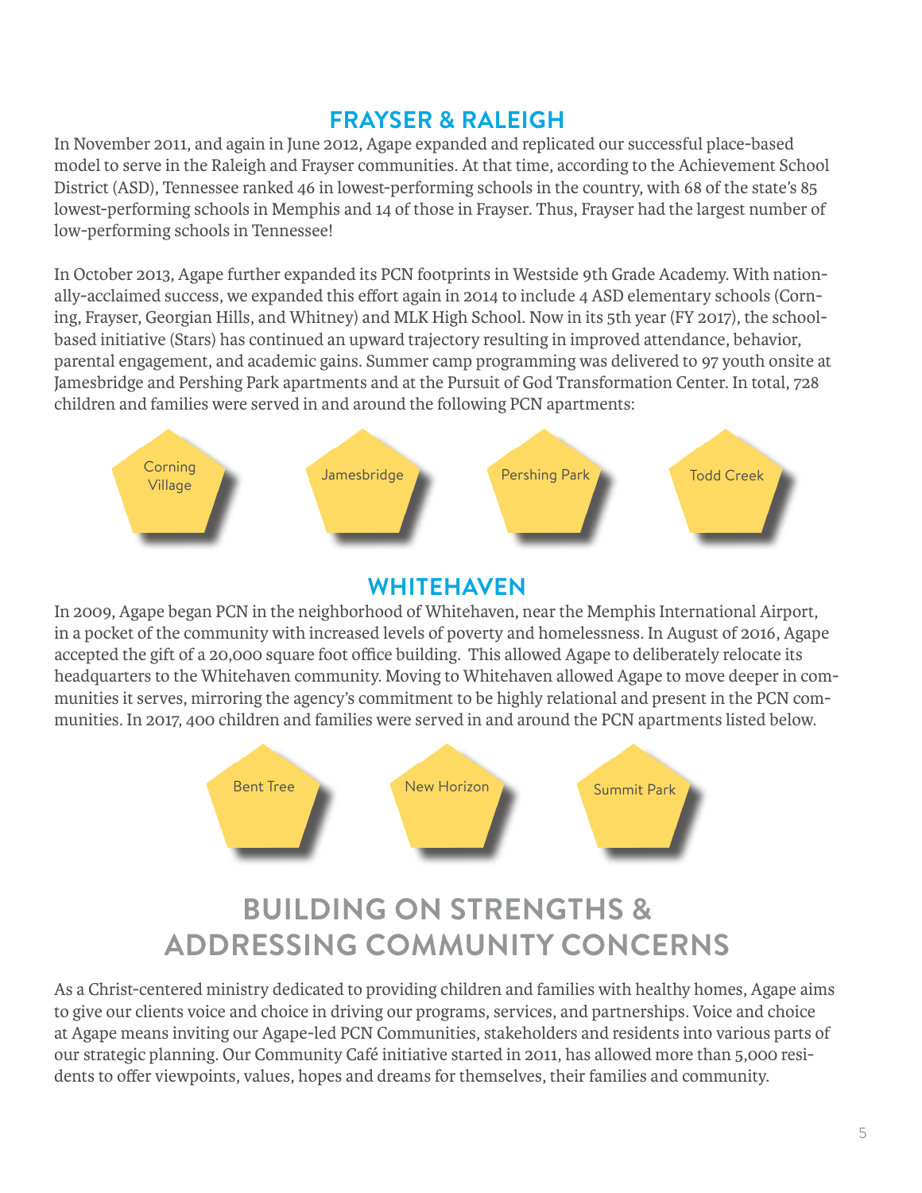## FRAYSER & RALEIGH

In November 2011, and again in June 2012, Agape expanded and replicated our successful place-based model to serve in the Raleigh and Frayser communities. At that time, according to the Achievement School District (ASD), Tennessee ranked 46 in lowest-performing schools in the country, with 68 of the state's 85 lowest-performing schools in Memphis and 14 of those in Frayser. Thus, Frayser had the largest number of low-performing schools in Tennessee!

In October 2013, Agape further expanded its PCN footprints in Westside 9th Grade Academy. With nationally-acclaimed success, we expanded this effort again in 2014 to include 4 ASD elementary schools (Corning, Frayser, Georgian Hills, and Whitney) and MLK High School. Now in its 5th year (FY 2017), the school-based initiative (Stars) has continued an upward trajectory resulting in improved attendance, behavior, parental engagement, and academic gains. Summer camp programming was delivered to 97 youth onsite at Jamesbridge and Pershing Park apartments and at the Pursuit of God Transformation Center. In total, 728 children and families were served in and around the following PCN apartments:

- Corning Village
- Jamesbridge
- Pershing Park
- Todd Creek

## WHITEHAVEN

In 2009, Agape began PCN in the neighborhood of Whitehaven, near the Memphis International Airport, in a pocket of the community with increased levels of poverty and homelessness. In August of 2016, Agape accepted the gift of a 20,000 square foot office building. This allowed Agape to deliberately relocate its headquarters to the Whitehaven community. Moving to Whitehaven allowed Agape to move deeper in communities it serves, mirroring the agency's commitment to be highly relational and present in the PCN communities. In 2017, 400 children and families were served in and around the PCN apartments listed below.

- Bent Tree
- New Horizon
- Summit Park

# BUILDING ON STRENGTHS & ADDRESSING COMMUNITY CONCERNS

As a Christ-centered ministry dedicated to providing children and families with healthy homes, Agape aims to give our clients voice and choice in driving our programs, services, and partnerships. Voice and choice at Agape means inviting our Agape-led PCN Communities, stakeholders and residents into various parts of our strategic planning. Our Community Café initiative started in 2011, has allowed more than 5,000 residents to offer viewpoints, values, hopes and dreams for themselves, their families and community.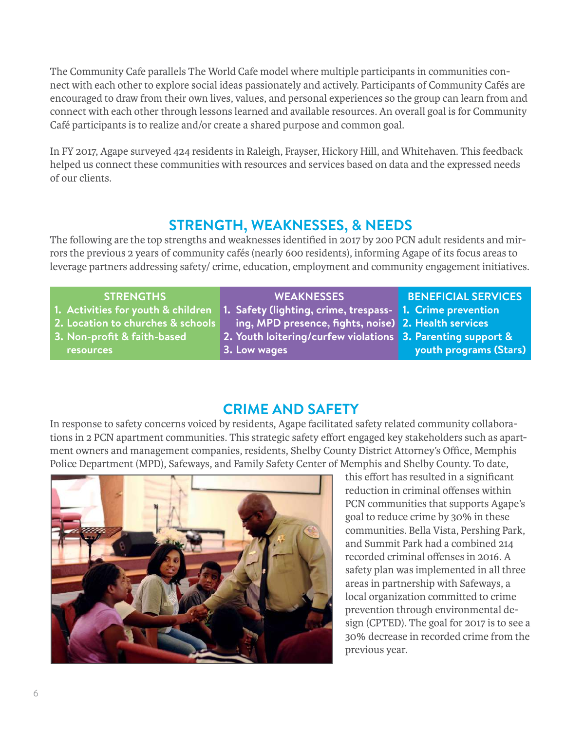The Community Cafe parallels The World Cafe model where multiple participants in communities connect with each other to explore social ideas passionately and actively. Participants of Community Cafés are encouraged to draw from their own lives, values, and personal experiences so the group can learn from and connect with each other through lessons learned and available resources. An overall goal is for Community Café participants is to realize and/or create a shared purpose and common goal.

In FY 2017, Agape surveyed 424 residents in Raleigh, Frayser, Hickory Hill, and Whitehaven. This feedback helped us connect these communities with resources and services based on data and the expressed needs of our clients.

## STRENGTH, WEAKNESSES, & NEEDS

The following are the top strengths and weaknesses identified in 2017 by 200 PCN adult residents and mirrors the previous 2 years of community cafés (nearly 600 residents), informing Agape of its focus areas to leverage partners addressing safety/ crime, education, employment and community engagement initiatives.

| STRENGTHS | WEAKNESSES | BENEFICIAL SERVICES |
|---|---|---|
| 1. Activities for youth & children | 1. Safety (lighting, crime, trespassing, MPD presence, fights, noise) | 1. Crime prevention |
| 2. Location to churches & schools | 2. Youth loitering/curfew violations | 2. Health services |
| 3. Non-profit & faith-based resources | 3. Low wages | 3. Parenting support & youth programs (Stars) |

## CRIME AND SAFETY

In response to safety concerns voiced by residents, Agape facilitated safety related community collaborations in 2 PCN apartment communities. This strategic safety effort engaged key stakeholders such as apartment owners and management companies, residents, Shelby County District Attorney's Office, Memphis Police Department (MPD), Safeways, and Family Safety Center of Memphis and Shelby County. To date, this effort has resulted in a significant reduction in criminal offenses within PCN communities that supports Agape's goal to reduce crime by 30% in these communities. Bella Vista, Pershing Park, and Summit Park had a combined 214 recorded criminal offenses in 2016. A safety plan was implemented in all three areas in partnership with Safeways, a local organization committed to crime prevention through environmental design (CPTED). The goal for 2017 is to see a 30% decrease in recorded crime from the previous year.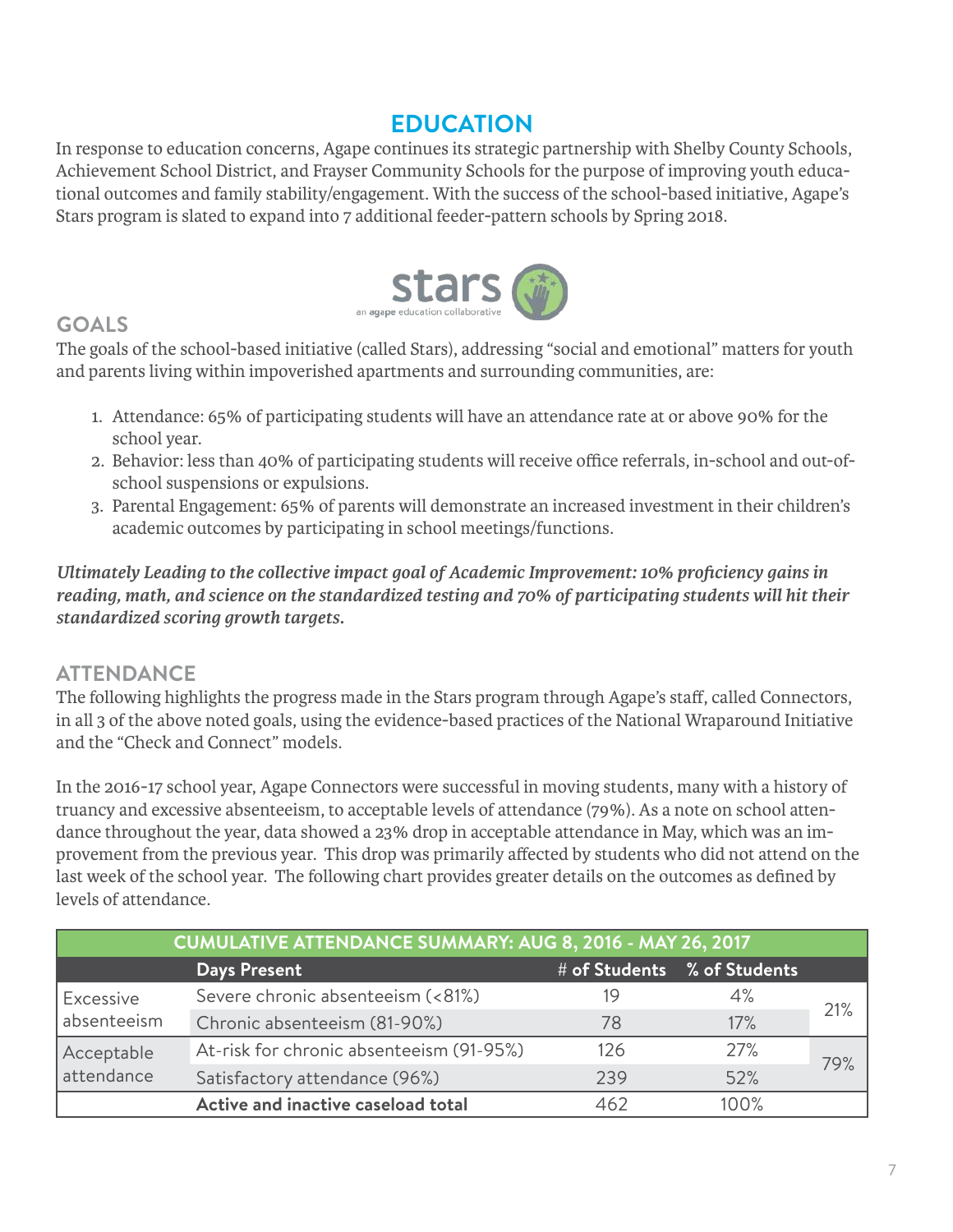# EDUCATION

In response to education concerns, Agape continues its strategic partnership with Shelby County Schools, Achievement School District, and Frayser Community Schools for the purpose of improving youth educational outcomes and family stability/engagement. With the success of the school-based initiative, Agape's Stars program is slated to expand into 7 additional feeder-pattern schools by Spring 2018.

stars
an agape education collaborative

## GOALS

The goals of the school-based initiative (called Stars), addressing "social and emotional" matters for youth and parents living within impoverished apartments and surrounding communities, are:

1. Attendance: 65% of participating students will have an attendance rate at or above 90% for the school year.
2. Behavior: less than 40% of participating students will receive office referrals, in-school and out-of-school suspensions or expulsions.
3. Parental Engagement: 65% of parents will demonstrate an increased investment in their children's academic outcomes by participating in school meetings/functions.

***Ultimately Leading to the collective impact goal of Academic Improvement: 10% proficiency gains in reading, math, and science on the standardized testing and 70% of participating students will hit their standardized scoring growth targets.***

## ATTENDANCE

The following highlights the progress made in the Stars program through Agape's staff, called Connectors, in all 3 of the above noted goals, using the evidence-based practices of the National Wraparound Initiative and the "Check and Connect" models.

In the 2016-17 school year, Agape Connectors were successful in moving students, many with a history of truancy and excessive absenteeism, to acceptable levels of attendance (79%). As a note on school attendance throughout the year, data showed a 23% drop in acceptable attendance in May, which was an improvement from the previous year. This drop was primarily affected by students who did not attend on the last week of the school year. The following chart provides greater details on the outcomes as defined by levels of attendance.

| CUMULATIVE ATTENDANCE SUMMARY: AUG 8, 2016 - MAY 26, 2017 | | | | |
|---|---|---|---|---|
| | **Days Present** | **# of Students** | **% of Students** | |
| Excessive absenteeism | Severe chronic absenteeism (<81%) | 19 | 4% | 21% |
| | Chronic absenteeism (81-90%) | 78 | 17% | |
| Acceptable attendance | At-risk for chronic absenteeism (91-95%) | 126 | 27% | 79% |
| | Satisfactory attendance (96%) | 239 | 52% | |
| | **Active and inactive caseload total** | 462 | 100% | |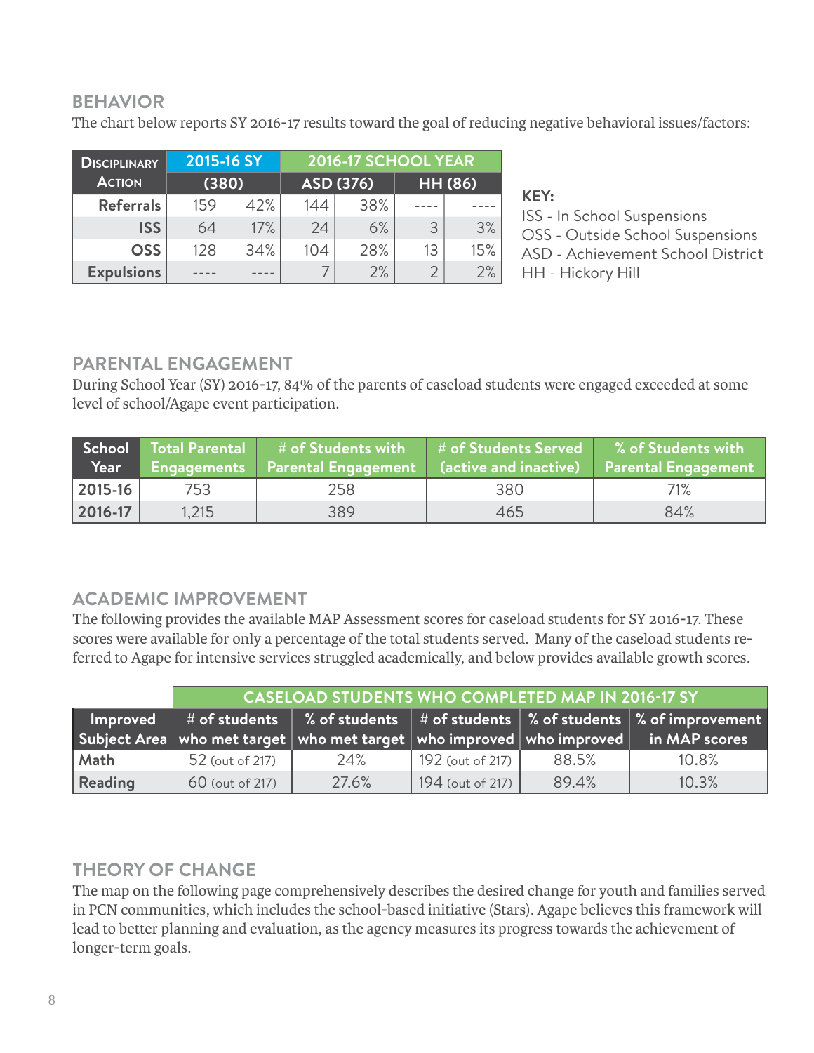## BEHAVIOR

The chart below reports SY 2016-17 results toward the goal of reducing negative behavioral issues/factors:

| Disciplinary Action | 2015-16 SY (380) | | 2016-17 SCHOOL YEAR ASD (376) | | HH (86) | |
|---|---|---|---|---|---|---|
| Referrals | 159 | 42% | 144 | 38% | ---- | ---- |
| ISS | 64 | 17% | 24 | 6% | 3 | 3% |
| OSS | 128 | 34% | 104 | 28% | 13 | 15% |
| Expulsions | ---- | ---- | 7 | 2% | 2 | 2% |

**KEY:**
ISS - In School Suspensions
OSS - Outside School Suspensions
ASD - Achievement School District
HH - Hickory Hill

## PARENTAL ENGAGEMENT

During School Year (SY) 2016-17, 84% of the parents of caseload students were engaged exceeded at some level of school/Agape event participation.

| School Year | Total Parental Engagements | # of Students with Parental Engagement | # of Students Served (active and inactive) | % of Students with Parental Engagement |
|---|---|---|---|---|
| 2015-16 | 753 | 258 | 380 | 71% |
| 2016-17 | 1,215 | 389 | 465 | 84% |

## ACADEMIC IMPROVEMENT

The following provides the available MAP Assessment scores for caseload students for SY 2016-17. These scores were available for only a percentage of the total students served. Many of the caseload students referred to Agape for intensive services struggled academically, and below provides available growth scores.

| | CASELOAD STUDENTS WHO COMPLETED MAP IN 2016-17 SY | | | | |
|---|---|---|---|---|---|
| Improved Subject Area | # of students who met target | % of students who met target | # of students who improved | % of students who improved | % of improvement in MAP scores |
| Math | 52 (out of 217) | 24% | 192 (out of 217) | 88.5% | 10.8% |
| Reading | 60 (out of 217) | 27.6% | 194 (out of 217) | 89.4% | 10.3% |

## THEORY OF CHANGE

The map on the following page comprehensively describes the desired change for youth and families served in PCN communities, which includes the school-based initiative (Stars). Agape believes this framework will lead to better planning and evaluation, as the agency measures its progress towards the achievement of longer-term goals.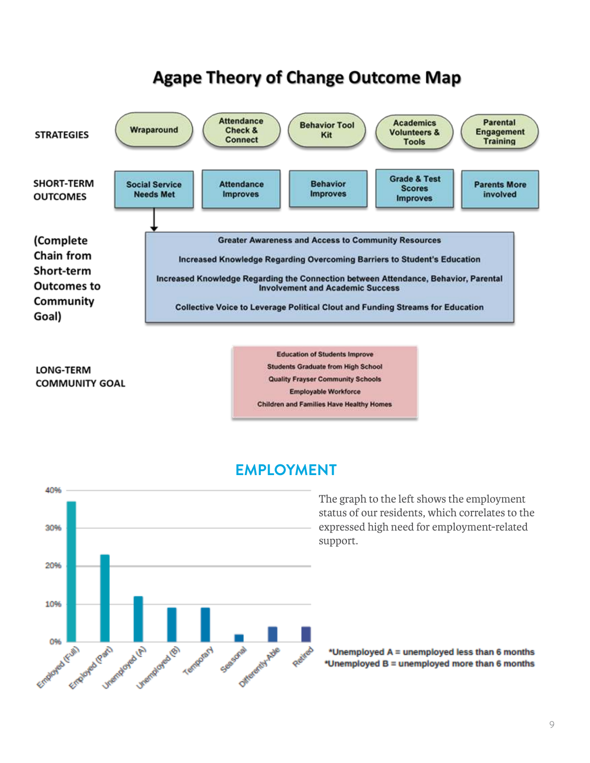# Agape Theory of Change Outcome Map

**STRATEGIES**

- Wraparound
- Attendance Check & Connect
- Behavior Tool Kit
- Academics Volunteers & Tools
- Parental Engagement Training

**SHORT-TERM OUTCOMES**

- Social Service Needs Met
- Attendance Improves
- Behavior Improves
- Grade & Test Scores Improves
- Parents More involved

**(Complete Chain from Short-term Outcomes to Community Goal)**

- Greater Awareness and Access to Community Resources
- Increased Knowledge Regarding Overcoming Barriers to Student's Education
- Increased Knowledge Regarding the Connection between Attendance, Behavior, Parental Involvement and Academic Success
- Collective Voice to Leverage Political Clout and Funding Streams for Education

**LONG-TERM COMMUNITY GOAL**

- Education of Students Improve
- Students Graduate from High School
- Quality Frayser Community Schools
- Employable Workforce
- Children and Families Have Healthy Homes

## EMPLOYMENT

| Employment Status | Approx. % |
|---|---|
| Employed (Full) | 37% |
| Employed (Part) | 23% |
| Unemployed (A) | 12% |
| Unemployed (B) | 9% |
| Temporary | 9% |
| Seasonal | 2% |
| Differently-Able | 4% |
| Retired | 4% |

The graph to the left shows the employment status of our residents, which correlates to the expressed high need for employment-related support.

*Unemployed A = unemployed less than 6 months
*Unemployed B = unemployed more than 6 months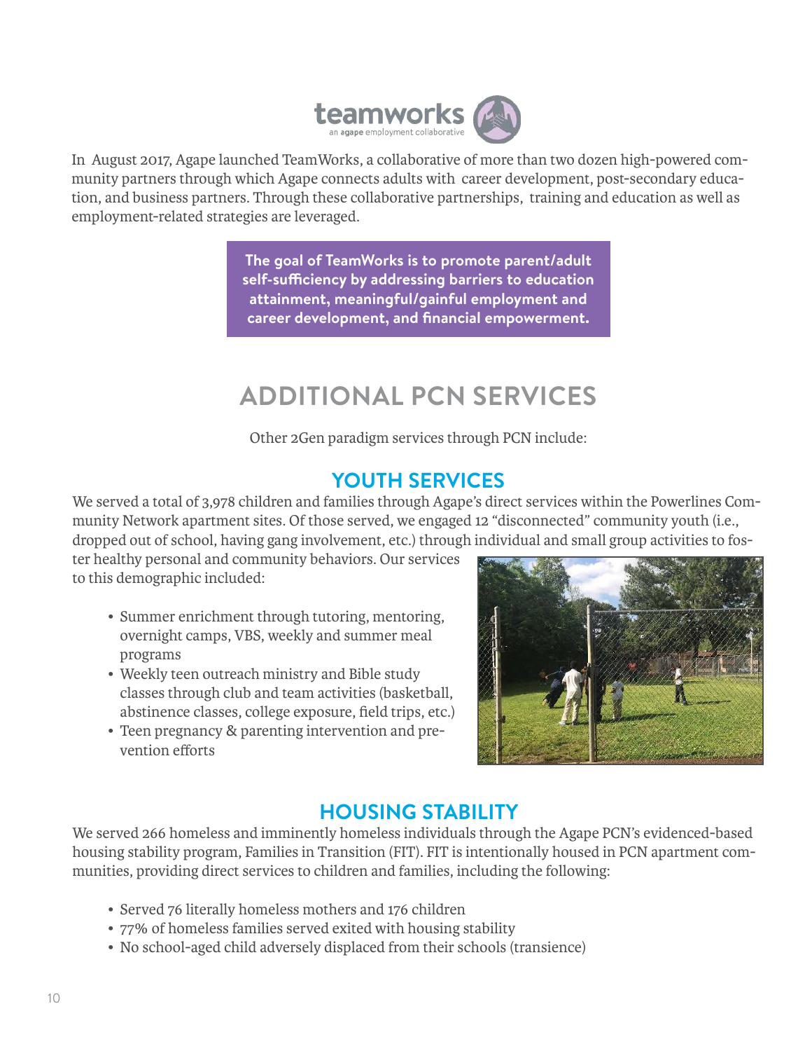teamworks

an agape employment collaborative

In August 2017, Agape launched TeamWorks, a collaborative of more than two dozen high-powered community partners through which Agape connects adults with career development, post-secondary education, and business partners. Through these collaborative partnerships, training and education as well as employment-related strategies are leveraged.

**The goal of TeamWorks is to promote parent/adult self-sufficiency by addressing barriers to education attainment, meaningful/gainful employment and career development, and financial empowerment.**

# ADDITIONAL PCN SERVICES

Other 2Gen paradigm services through PCN include:

## YOUTH SERVICES

We served a total of 3,978 children and families through Agape's direct services within the Powerlines Community Network apartment sites. Of those served, we engaged 12 "disconnected" community youth (i.e., dropped out of school, having gang involvement, etc.) through individual and small group activities to foster healthy personal and community behaviors. Our services to this demographic included:

- Summer enrichment through tutoring, mentoring, overnight camps, VBS, weekly and summer meal programs
- Weekly teen outreach ministry and Bible study classes through club and team activities (basketball, abstinence classes, college exposure, field trips, etc.)
- Teen pregnancy & parenting intervention and prevention efforts

## HOUSING STABILITY

We served 266 homeless and imminently homeless individuals through the Agape PCN's evidenced-based housing stability program, Families in Transition (FIT). FIT is intentionally housed in PCN apartment communities, providing direct services to children and families, including the following:

- Served 76 literally homeless mothers and 176 children
- 77% of homeless families served exited with housing stability
- No school-aged child adversely displaced from their schools (transience)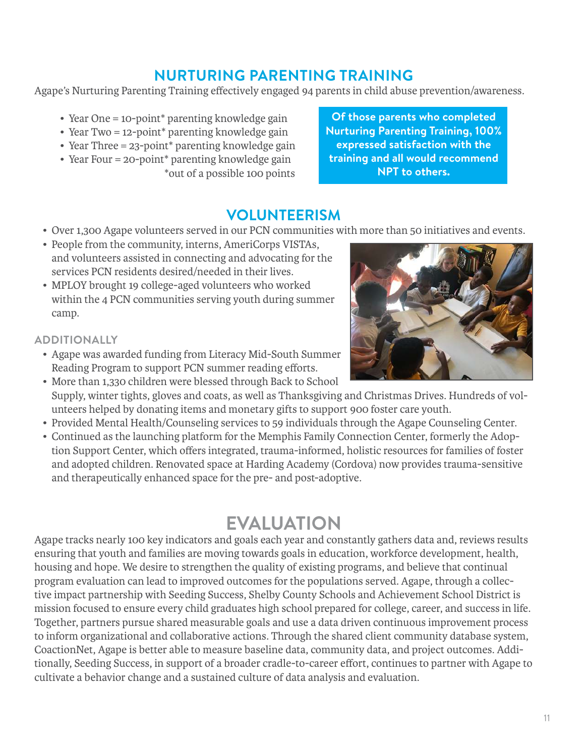## NURTURING PARENTING TRAINING

Agape's Nurturing Parenting Training effectively engaged 94 parents in child abuse prevention/awareness.

- Year One = 10-point* parenting knowledge gain
- Year Two = 12-point* parenting knowledge gain
- Year Three = 23-point* parenting knowledge gain
- Year Four = 20-point* parenting knowledge gain

*out of a possible 100 points

**Of those parents who completed Nurturing Parenting Training, 100% expressed satisfaction with the training and all would recommend NPT to others.**

## VOLUNTEERISM

- Over 1,300 Agape volunteers served in our PCN communities with more than 50 initiatives and events.
- People from the community, interns, AmeriCorps VISTAs, and volunteers assisted in connecting and advocating for the services PCN residents desired/needed in their lives.
- MPLOY brought 19 college-aged volunteers who worked within the 4 PCN communities serving youth during summer camp.

### ADDITIONALLY

- Agape was awarded funding from Literacy Mid-South Summer Reading Program to support PCN summer reading efforts.
- More than 1,330 children were blessed through Back to School Supply, winter tights, gloves and coats, as well as Thanksgiving and Christmas Drives. Hundreds of volunteers helped by donating items and monetary gifts to support 900 foster care youth.
- Provided Mental Health/Counseling services to 59 individuals through the Agape Counseling Center.
- Continued as the launching platform for the Memphis Family Connection Center, formerly the Adoption Support Center, which offers integrated, trauma-informed, holistic resources for families of foster and adopted children. Renovated space at Harding Academy (Cordova) now provides trauma-sensitive and therapeutically enhanced space for the pre- and post-adoptive.

## EVALUATION

Agape tracks nearly 100 key indicators and goals each year and constantly gathers data and, reviews results ensuring that youth and families are moving towards goals in education, workforce development, health, housing and hope. We desire to strengthen the quality of existing programs, and believe that continual program evaluation can lead to improved outcomes for the populations served. Agape, through a collective impact partnership with Seeding Success, Shelby County Schools and Achievement School District is mission focused to ensure every child graduates high school prepared for college, career, and success in life. Together, partners pursue shared measurable goals and use a data driven continuous improvement process to inform organizational and collaborative actions. Through the shared client community database system, CoactionNet, Agape is better able to measure baseline data, community data, and project outcomes. Additionally, Seeding Success, in support of a broader cradle-to-career effort, continues to partner with Agape to cultivate a behavior change and a sustained culture of data analysis and evaluation.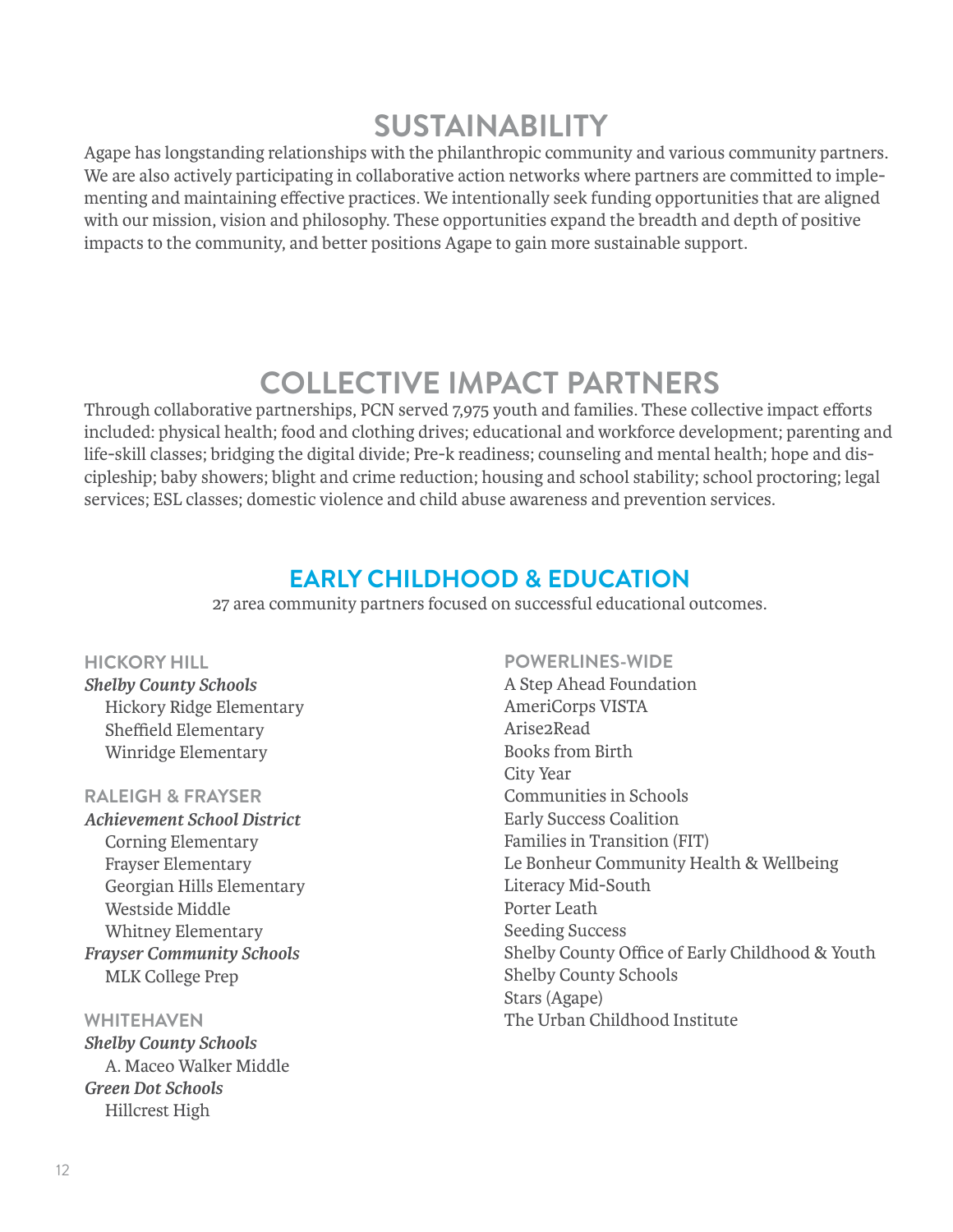# SUSTAINABILITY

Agape has longstanding relationships with the philanthropic community and various community partners. We are also actively participating in collaborative action networks where partners are committed to implementing and maintaining effective practices. We intentionally seek funding opportunities that are aligned with our mission, vision and philosophy. These opportunities expand the breadth and depth of positive impacts to the community, and better positions Agape to gain more sustainable support.

# COLLECTIVE IMPACT PARTNERS

Through collaborative partnerships, PCN served 7,975 youth and families. These collective impact efforts included: physical health; food and clothing drives; educational and workforce development; parenting and life-skill classes; bridging the digital divide; Pre-k readiness; counseling and mental health; hope and discipleship; baby showers; blight and crime reduction; housing and school stability; school proctoring; legal services; ESL classes; domestic violence and child abuse awareness and prevention services.

## EARLY CHILDHOOD & EDUCATION

27 area community partners focused on successful educational outcomes.

### HICKORY HILL

***Shelby County Schools***

- Hickory Ridge Elementary
- Sheffield Elementary
- Winridge Elementary

### RALEIGH & FRAYSER

***Achievement School District***

- Corning Elementary
- Frayser Elementary
- Georgian Hills Elementary
- Westside Middle
- Whitney Elementary

***Frayser Community Schools***

- MLK College Prep

### WHITEHAVEN

***Shelby County Schools***

- A. Maceo Walker Middle

***Green Dot Schools***

- Hillcrest High

### POWERLINES-WIDE

- A Step Ahead Foundation
- AmeriCorps VISTA
- Arise2Read
- Books from Birth
- City Year
- Communities in Schools
- Early Success Coalition
- Families in Transition (FIT)
- Le Bonheur Community Health & Wellbeing
- Literacy Mid-South
- Porter Leath
- Seeding Success
- Shelby County Office of Early Childhood & Youth
- Shelby County Schools
- Stars (Agape)
- The Urban Childhood Institute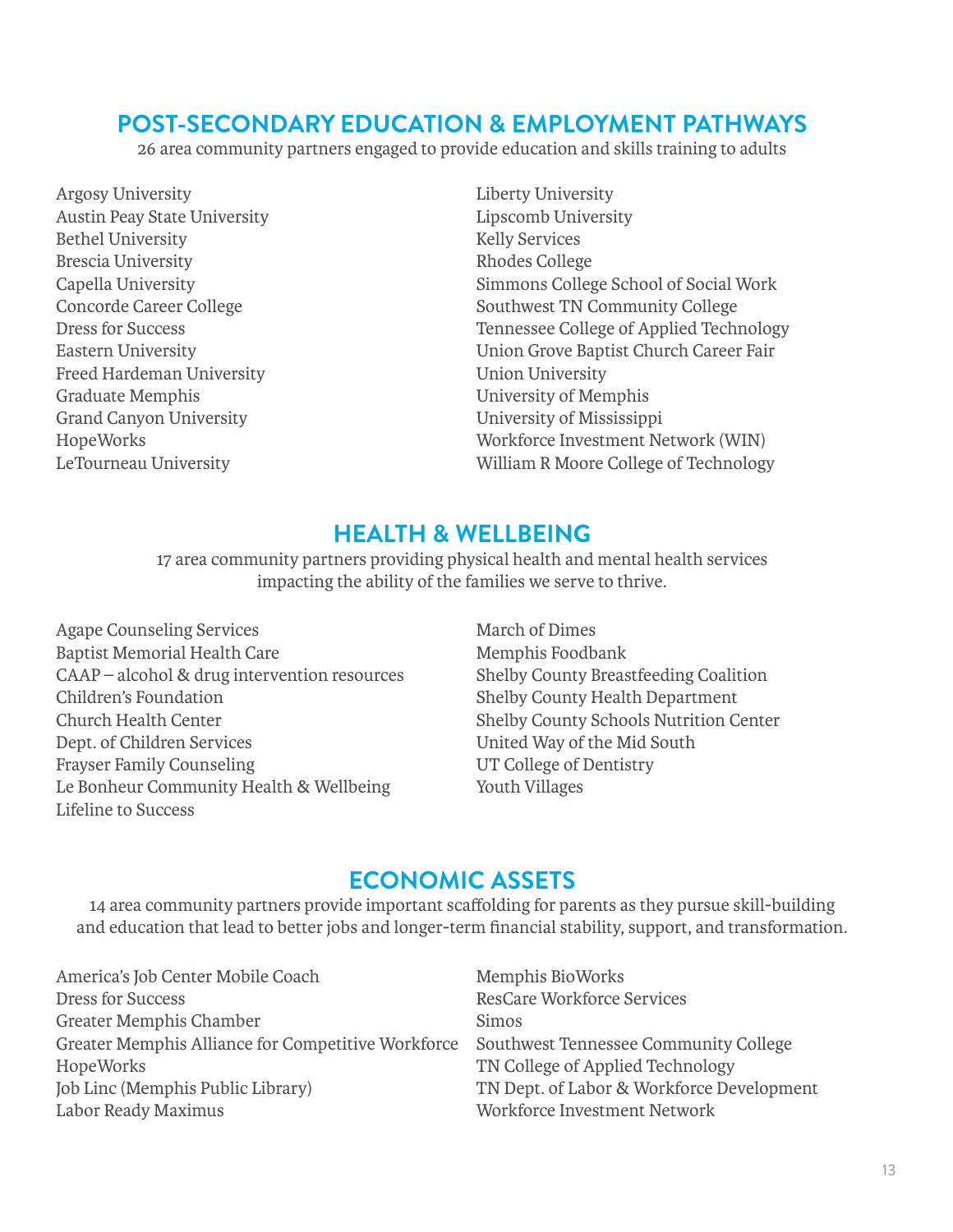## POST-SECONDARY EDUCATION & EMPLOYMENT PATHWAYS

26 area community partners engaged to provide education and skills training to adults

Argosy University
Austin Peay State University
Bethel University
Brescia University
Capella University
Concorde Career College
Dress for Success
Eastern University
Freed Hardeman University
Graduate Memphis
Grand Canyon University
HopeWorks
LeTourneau University
Liberty University
Lipscomb University
Kelly Services
Rhodes College
Simmons College School of Social Work
Southwest TN Community College
Tennessee College of Applied Technology
Union Grove Baptist Church Career Fair
Union University
University of Memphis
University of Mississippi
Workforce Investment Network (WIN)
William R Moore College of Technology

## HEALTH & WELLBEING

17 area community partners providing physical health and mental health services impacting the ability of the families we serve to thrive.

Agape Counseling Services
Baptist Memorial Health Care
CAAP – alcohol & drug intervention resources
Children's Foundation
Church Health Center
Dept. of Children Services
Frayser Family Counseling
Le Bonheur Community Health & Wellbeing
Lifeline to Success
March of Dimes
Memphis Foodbank
Shelby County Breastfeeding Coalition
Shelby County Health Department
Shelby County Schools Nutrition Center
United Way of the Mid South
UT College of Dentistry
Youth Villages

## ECONOMIC ASSETS

14 area community partners provide important scaffolding for parents as they pursue skill-building and education that lead to better jobs and longer-term financial stability, support, and transformation.

America's Job Center Mobile Coach
Dress for Success
Greater Memphis Chamber
Greater Memphis Alliance for Competitive Workforce
HopeWorks
Job Linc (Memphis Public Library)
Labor Ready Maximus
Memphis BioWorks
ResCare Workforce Services
Simos
Southwest Tennessee Community College
TN College of Applied Technology
TN Dept. of Labor & Workforce Development
Workforce Investment Network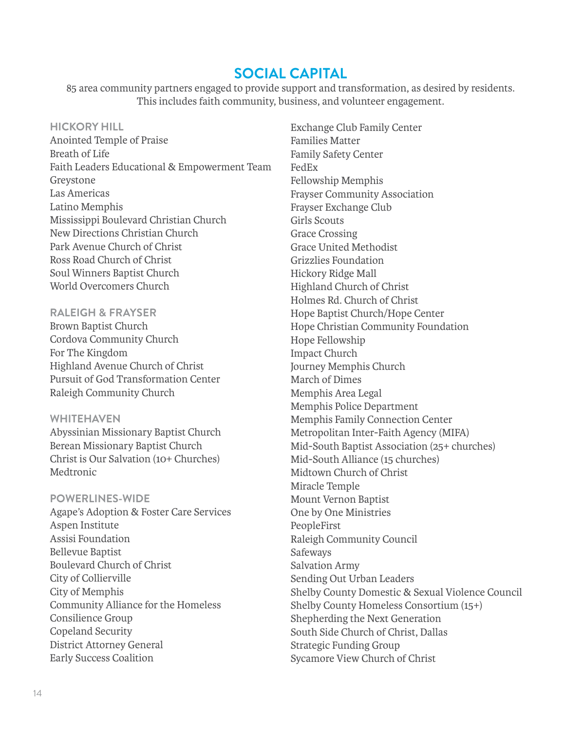# SOCIAL CAPITAL

85 area community partners engaged to provide support and transformation, as desired by residents. This includes faith community, business, and volunteer engagement.

### HICKORY HILL

Anointed Temple of Praise
Breath of Life
Faith Leaders Educational & Empowerment Team
Greystone
Las Americas
Latino Memphis
Mississippi Boulevard Christian Church
New Directions Christian Church
Park Avenue Church of Christ
Ross Road Church of Christ
Soul Winners Baptist Church
World Overcomers Church

### RALEIGH & FRAYSER

Brown Baptist Church
Cordova Community Church
For The Kingdom
Highland Avenue Church of Christ
Pursuit of God Transformation Center
Raleigh Community Church

### WHITEHAVEN

Abyssinian Missionary Baptist Church
Berean Missionary Baptist Church
Christ is Our Salvation (10+ Churches)
Medtronic

### POWERLINES-WIDE

Agape's Adoption & Foster Care Services
Aspen Institute
Assisi Foundation
Bellevue Baptist
Boulevard Church of Christ
City of Collierville
City of Memphis
Community Alliance for the Homeless
Consilience Group
Copeland Security
District Attorney General
Early Success Coalition
Exchange Club Family Center
Families Matter
Family Safety Center
FedEx
Fellowship Memphis
Frayser Community Association
Frayser Exchange Club
Girls Scouts
Grace Crossing
Grace United Methodist
Grizzlies Foundation
Hickory Ridge Mall
Highland Church of Christ
Holmes Rd. Church of Christ
Hope Baptist Church/Hope Center
Hope Christian Community Foundation
Hope Fellowship
Impact Church
Journey Memphis Church
March of Dimes
Memphis Area Legal
Memphis Police Department
Memphis Family Connection Center
Metropolitan Inter-Faith Agency (MIFA)
Mid-South Baptist Association (25+ churches)
Mid-South Alliance (15 churches)
Midtown Church of Christ
Miracle Temple
Mount Vernon Baptist
One by One Ministries
PeopleFirst
Raleigh Community Council
Safeways
Salvation Army
Sending Out Urban Leaders
Shelby County Domestic & Sexual Violence Council
Shelby County Homeless Consortium (15+)
Shepherding the Next Generation
South Side Church of Christ, Dallas
Strategic Funding Group
Sycamore View Church of Christ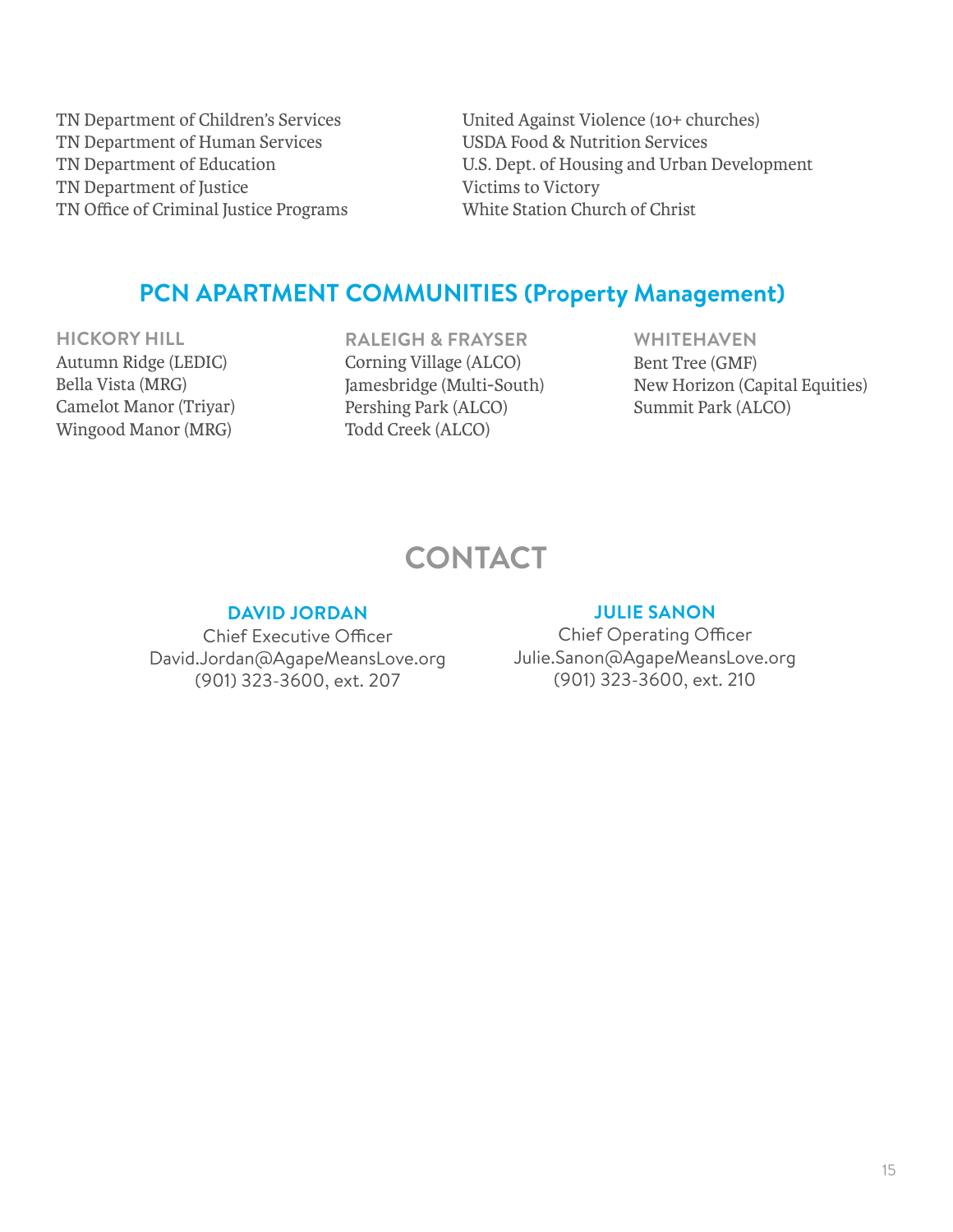TN Department of Children's Services
TN Department of Human Services
TN Department of Education
TN Department of Justice
TN Office of Criminal Justice Programs
United Against Violence (10+ churches)
USDA Food & Nutrition Services
U.S. Dept. of Housing and Urban Development
Victims to Victory
White Station Church of Christ

## PCN APARTMENT COMMUNITIES (Property Management)

**HICKORY HILL**
Autumn Ridge (LEDIC)
Bella Vista (MRG)
Camelot Manor (Triyar)
Wingood Manor (MRG)

**RALEIGH & FRAYSER**
Corning Village (ALCO)
Jamesbridge (Multi-South)
Pershing Park (ALCO)
Todd Creek (ALCO)

**WHITEHAVEN**
Bent Tree (GMF)
New Horizon (Capital Equities)
Summit Park (ALCO)

# CONTACT

**DAVID JORDAN**
Chief Executive Officer
David.Jordan@AgapeMeansLove.org
(901) 323-3600, ext. 207

**JULIE SANON**
Chief Operating Officer
Julie.Sanon@AgapeMeansLove.org
(901) 323-3600, ext. 210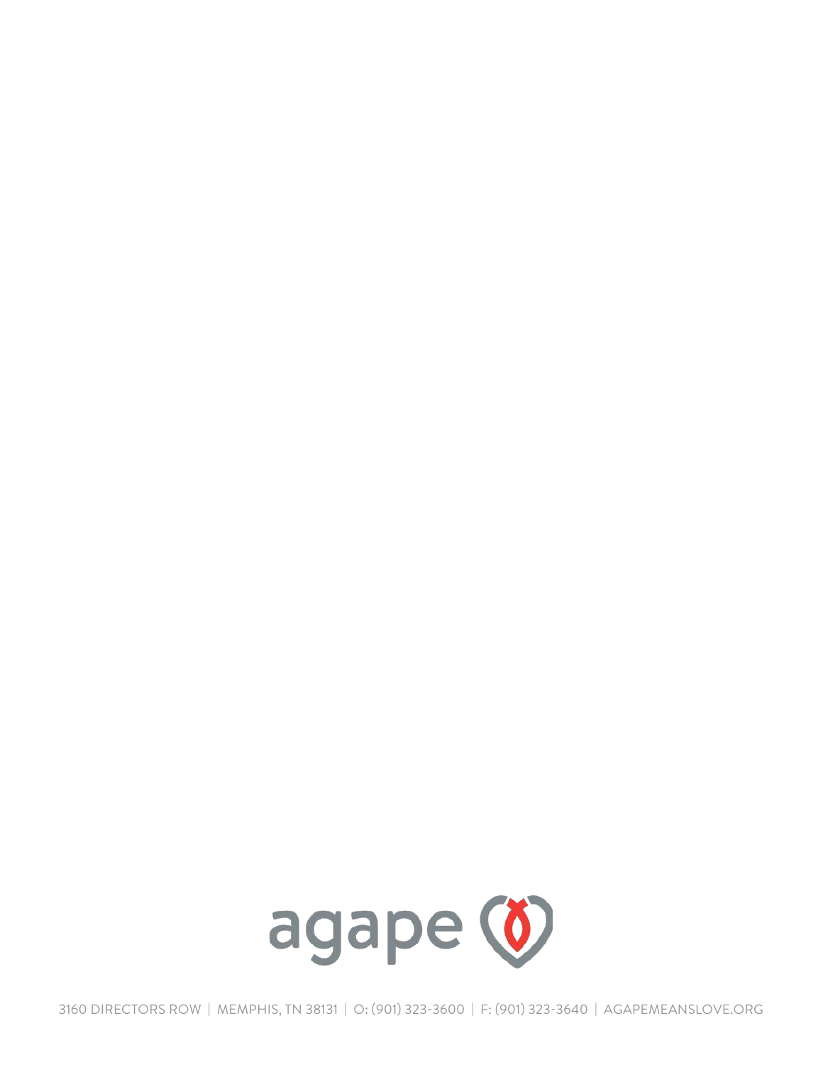agape

3160 DIRECTORS ROW | MEMPHIS, TN 38131 | O: (901) 323-3600 | F: (901) 323-3640 | AGAPEMEANSLOVE.ORG